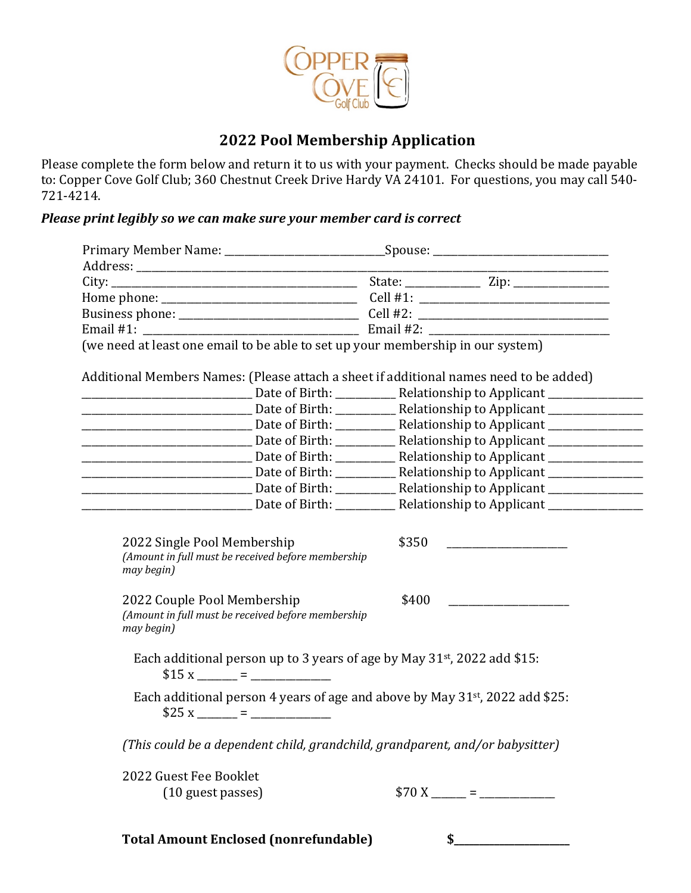Copper Cove Golf Club

# 2022 Pool Membership Application

Please complete the form below and return it to us with your payment. Checks should be made payable to: Copper Cove Golf Club; 360 Chestnut Creek Drive Hardy VA 24101. For questions, you may call 540-721-4214.

***Please print legibly so we can make sure your member card is correct***

Primary Member Name: ____________________________ Spouse: ________________________________

Address: ____________________________________________________________________________

City: ___________________________________________ State: ____________ Zip: ________________

Home phone: ____________________________________ Cell #1: ___________________________________

Business phone: _________________________________ Cell #2: ___________________________________

Email #1: ______________________________________ Email #2: _________________________________

(we need at least one email to be able to set up your membership in our system)

Additional Members Names: (Please attach a sheet if additional names need to be added)

______________________________ Date of Birth: __________ Relationship to Applicant ________________

______________________________ Date of Birth: __________ Relationship to Applicant ________________

______________________________ Date of Birth: __________ Relationship to Applicant ________________

______________________________ Date of Birth: __________ Relationship to Applicant ________________

______________________________ Date of Birth: __________ Relationship to Applicant ________________

______________________________ Date of Birth: __________ Relationship to Applicant ________________

______________________________ Date of Birth: __________ Relationship to Applicant ________________

______________________________ Date of Birth: __________ Relationship to Applicant ________________

2022 Single Pool Membership $350 ______________________
*(Amount in full must be received before membership may begin)*

2022 Couple Pool Membership $400 ______________________
*(Amount in full must be received before membership may begin)*

Each additional person up to 3 years of age by May 31st, 2022 add $15:
$15 x _______ = ______________

Each additional person 4 years of age and above by May 31st, 2022 add $25:
$25 x _______ = ______________

*(This could be a dependent child, grandchild, grandparent, and/or babysitter)*

2022 Guest Fee Booklet
(10 guest passes) $70 X ______ = ______________

**Total Amount Enclosed (nonrefundable) $______________________**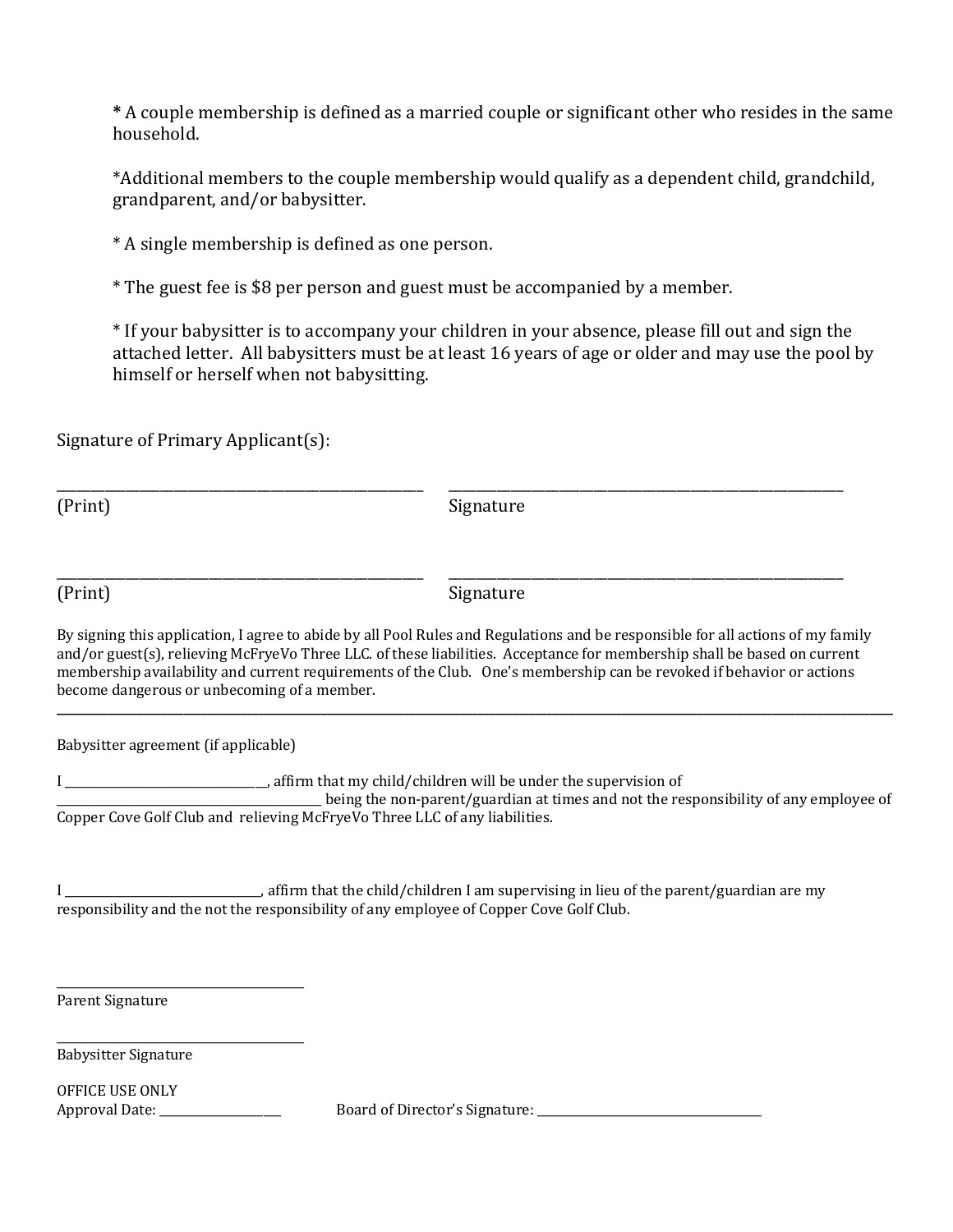**\*** A couple membership is defined as a married couple or significant other who resides in the same household.

*Additional members to the couple membership would qualify as a dependent child, grandchild, grandparent, and/or babysitter.

* A single membership is defined as one person.

* The guest fee is $8 per person and guest must be accompanied by a member.

* If your babysitter is to accompany your children in your absence, please fill out and sign the attached letter. All babysitters must be at least 16 years of age or older and may use the pool by himself or herself when not babysitting.

Signature of Primary Applicant(s):

\_\_\_\_\_\_\_\_\_\_\_\_\_\_\_\_\_\_\_\_\_\_\_\_\_\_\_\_\_\_\_\_\_\_\_\_\_\_\_\_ \_\_\_\_\_\_\_\_\_\_\_\_\_\_\_\_\_\_\_\_\_\_\_\_\_\_\_\_\_\_\_\_\_\_\_\_\_\_\_\_

(Print) Signature

\_\_\_\_\_\_\_\_\_\_\_\_\_\_\_\_\_\_\_\_\_\_\_\_\_\_\_\_\_\_\_\_\_\_\_\_\_\_\_\_ \_\_\_\_\_\_\_\_\_\_\_\_\_\_\_\_\_\_\_\_\_\_\_\_\_\_\_\_\_\_\_\_\_\_\_\_\_\_\_\_

(Print) Signature

By signing this application, I agree to abide by all Pool Rules and Regulations and be responsible for all actions of my family and/or guest(s), relieving McFryeVo Three LLC. of these liabilities. Acceptance for membership shall be based on current membership availability and current requirements of the Club. One's membership can be revoked if behavior or actions become dangerous or unbecoming of a member.

---

Babysitter agreement (if applicable)

I \_\_\_\_\_\_\_\_\_\_\_\_\_\_\_\_\_\_\_\_\_\_\_\_\_\_\_\_, affirm that my child/children will be under the supervision of \_\_\_\_\_\_\_\_\_\_\_\_\_\_\_\_\_\_\_\_\_\_\_\_\_\_\_\_\_\_\_\_\_\_\_\_ being the non-parent/guardian at times and not the responsibility of any employee of Copper Cove Golf Club and relieving McFryeVo Three LLC of any liabilities.

I \_\_\_\_\_\_\_\_\_\_\_\_\_\_\_\_\_\_\_\_\_\_\_\_\_\_\_\_, affirm that the child/children I am supervising in lieu of the parent/guardian are my responsibility and the not the responsibility of any employee of Copper Cove Golf Club.

\_\_\_\_\_\_\_\_\_\_\_\_\_\_\_\_\_\_\_\_\_\_\_\_\_\_\_\_\_\_\_\_\_\_

Parent Signature

\_\_\_\_\_\_\_\_\_\_\_\_\_\_\_\_\_\_\_\_\_\_\_\_\_\_\_\_\_\_\_\_\_\_

Babysitter Signature

OFFICE USE ONLY

Approval Date: \_\_\_\_\_\_\_\_\_\_\_\_\_\_\_\_ Board of Director's Signature: \_\_\_\_\_\_\_\_\_\_\_\_\_\_\_\_\_\_\_\_\_\_\_\_\_\_\_\_\_\_\_\_